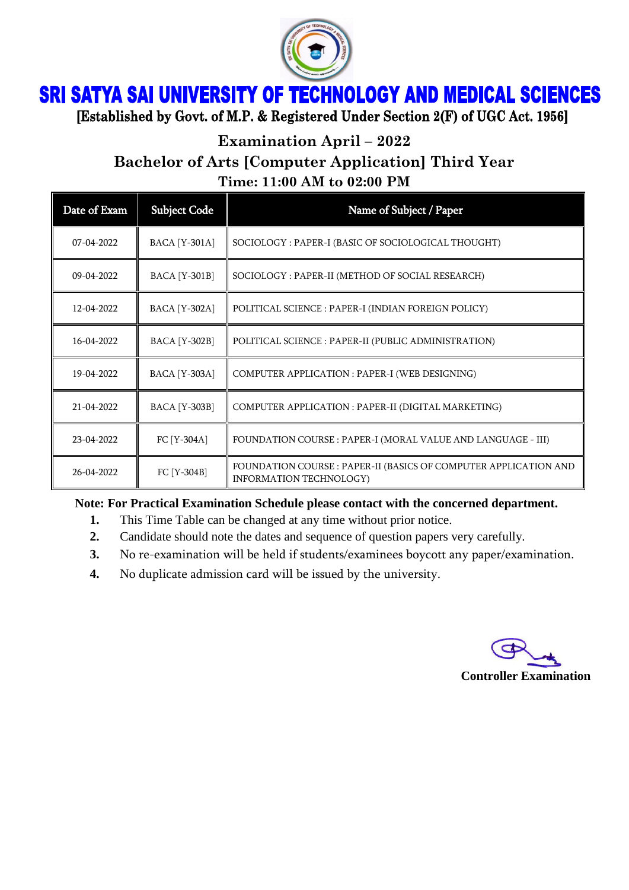# SRI SATYA SAI UNIVERSITY OF TECHNOLOGY AND MEDICAL SCIENCES

**[Established by Govt. of M.P. & Registered Under Section 2(F) of UGC Act. 1956]**

## Examination April – 2022

## Bachelor of Arts [Computer Application] Third Year

### Time: 11:00 AM to 02:00 PM

| Date of Exam | Subject Code | Name of Subject / Paper |
|---|---|---|
| 07-04-2022 | BACA [Y-301A] | SOCIOLOGY : PAPER-I (BASIC OF SOCIOLOGICAL THOUGHT) |
| 09-04-2022 | BACA [Y-301B] | SOCIOLOGY : PAPER-II (METHOD OF SOCIAL RESEARCH) |
| 12-04-2022 | BACA [Y-302A] | POLITICAL SCIENCE : PAPER-I (INDIAN FOREIGN POLICY) |
| 16-04-2022 | BACA [Y-302B] | POLITICAL SCIENCE : PAPER-II (PUBLIC ADMINISTRATION) |
| 19-04-2022 | BACA [Y-303A] | COMPUTER APPLICATION : PAPER-I (WEB DESIGNING) |
| 21-04-2022 | BACA [Y-303B] | COMPUTER APPLICATION : PAPER-II (DIGITAL MARKETING) |
| 23-04-2022 | FC [Y-304A] | FOUNDATION COURSE : PAPER-I (MORAL VALUE AND LANGUAGE - III) |
| 26-04-2022 | FC [Y-304B] | FOUNDATION COURSE : PAPER-II (BASICS OF COMPUTER APPLICATION AND INFORMATION TECHNOLOGY) |

**Note: For Practical Examination Schedule please contact with the concerned department.**

1. This Time Table can be changed at any time without prior notice.
2. Candidate should note the dates and sequence of question papers very carefully.
3. No re-examination will be held if students/examinees boycott any paper/examination.
4. No duplicate admission card will be issued by the university.

**Controller Examination**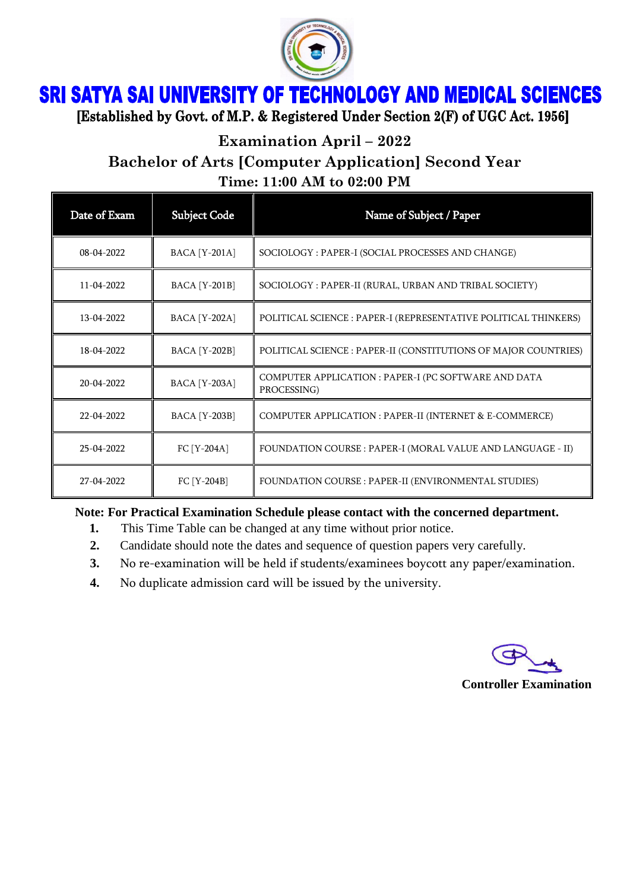# SRI SATYA SAI UNIVERSITY OF TECHNOLOGY AND MEDICAL SCIENCES

**[Established by Govt. of M.P. & Registered Under Section 2(F) of UGC Act. 1956]**

## Examination April – 2022

## Bachelor of Arts [Computer Application] Second Year

### Time: 11:00 AM to 02:00 PM

| Date of Exam | Subject Code | Name of Subject / Paper |
|---|---|---|
| 08-04-2022 | BACA [Y-201A] | SOCIOLOGY : PAPER-I (SOCIAL PROCESSES AND CHANGE) |
| 11-04-2022 | BACA [Y-201B] | SOCIOLOGY : PAPER-II (RURAL, URBAN AND TRIBAL SOCIETY) |
| 13-04-2022 | BACA [Y-202A] | POLITICAL SCIENCE : PAPER-I (REPRESENTATIVE POLITICAL THINKERS) |
| 18-04-2022 | BACA [Y-202B] | POLITICAL SCIENCE : PAPER-II (CONSTITUTIONS OF MAJOR COUNTRIES) |
| 20-04-2022 | BACA [Y-203A] | COMPUTER APPLICATION : PAPER-I (PC SOFTWARE AND DATA PROCESSING) |
| 22-04-2022 | BACA [Y-203B] | COMPUTER APPLICATION : PAPER-II (INTERNET & E-COMMERCE) |
| 25-04-2022 | FC [Y-204A] | FOUNDATION COURSE : PAPER-I (MORAL VALUE AND LANGUAGE - II) |
| 27-04-2022 | FC [Y-204B] | FOUNDATION COURSE : PAPER-II (ENVIRONMENTAL STUDIES) |

**Note: For Practical Examination Schedule please contact with the concerned department.**

1. This Time Table can be changed at any time without prior notice.
2. Candidate should note the dates and sequence of question papers very carefully.
3. No re-examination will be held if students/examinees boycott any paper/examination.
4. No duplicate admission card will be issued by the university.

**Controller Examination**